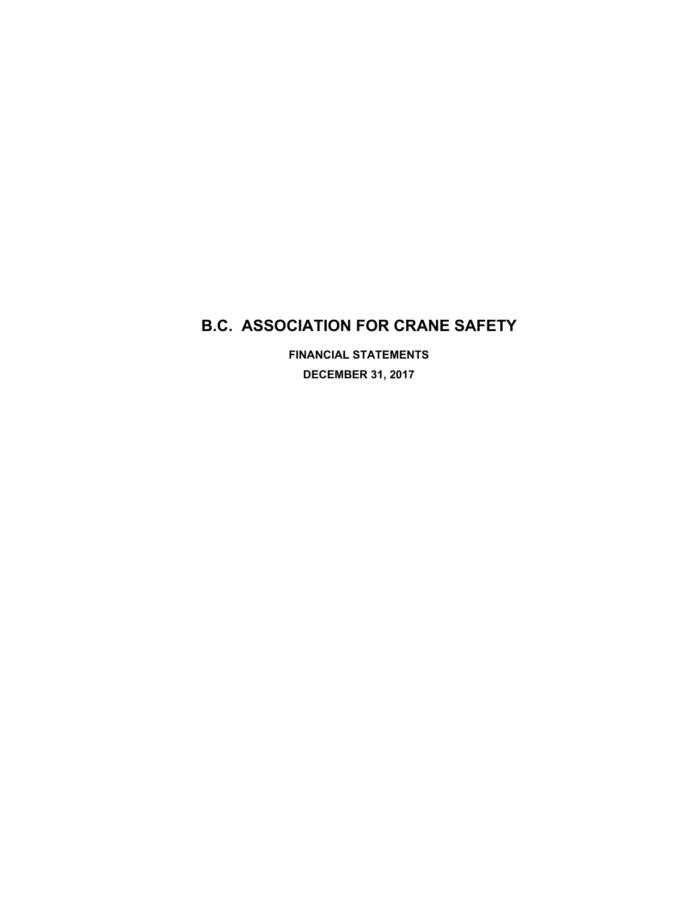# B.C. ASSOCIATION FOR CRANE SAFETY

**FINANCIAL STATEMENTS**

**DECEMBER 31, 2017**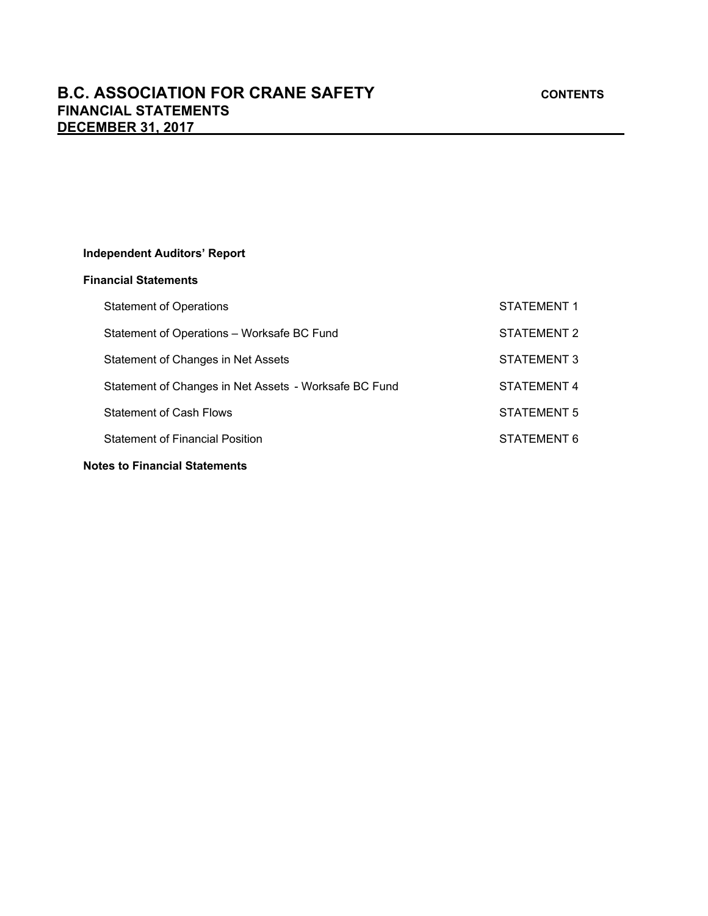# B.C. ASSOCIATION FOR CRANE SAFETY

**CONTENTS**

## FINANCIAL STATEMENTS
## DECEMBER 31, 2017

**Independent Auditors' Report**

**Financial Statements**

| | |
|---|---|
| Statement of Operations | STATEMENT 1 |
| Statement of Operations – Worksafe BC Fund | STATEMENT 2 |
| Statement of Changes in Net Assets | STATEMENT 3 |
| Statement of Changes in Net Assets - Worksafe BC Fund | STATEMENT 4 |
| Statement of Cash Flows | STATEMENT 5 |
| Statement of Financial Position | STATEMENT 6 |

**Notes to Financial Statements**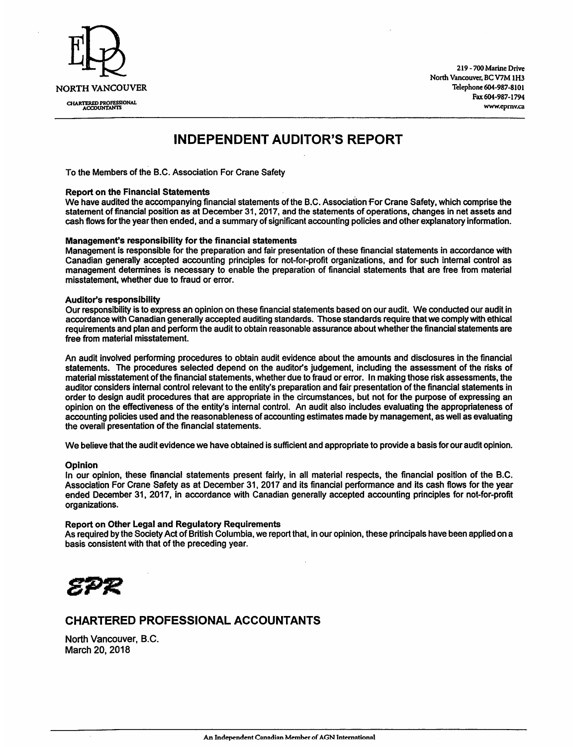NORTH VANCOUVER

CHARTERED PROFESSIONAL ACCOUNTANTS

219 - 700 Marine Drive
North Vancouver, BC V7M 1H3
Telephone 604-987-8101
Fax 604-987-1794
www.eprnv.ca

# INDEPENDENT AUDITOR'S REPORT

To the Members of the B.C. Association For Crane Safety

**Report on the Financial Statements**
We have audited the accompanying financial statements of the B.C. Association For Crane Safety, which comprise the statement of financial position as at December 31, 2017, and the statements of operations, changes in net assets and cash flows for the year then ended, and a summary of significant accounting policies and other explanatory information.

**Management's responsibility for the financial statements**
Management is responsible for the preparation and fair presentation of these financial statements in accordance with Canadian generally accepted accounting principles for not-for-profit organizations, and for such internal control as management determines is necessary to enable the preparation of financial statements that are free from material misstatement, whether due to fraud or error.

**Auditor's responsibility**
Our responsibility is to express an opinion on these financial statements based on our audit. We conducted our audit in accordance with Canadian generally accepted auditing standards. Those standards require that we comply with ethical requirements and plan and perform the audit to obtain reasonable assurance about whether the financial statements are free from material misstatement.

An audit involved performing procedures to obtain audit evidence about the amounts and disclosures in the financial statements. The procedures selected depend on the auditor's judgement, including the assessment of the risks of material misstatement of the financial statements, whether due to fraud or error. In making those risk assessments, the auditor considers internal control relevant to the entity's preparation and fair presentation of the financial statements in order to design audit procedures that are appropriate in the circumstances, but not for the purpose of expressing an opinion on the effectiveness of the entity's internal control. An audit also includes evaluating the appropriateness of accounting policies used and the reasonableness of accounting estimates made by management, as well as evaluating the overall presentation of the financial statements.

We believe that the audit evidence we have obtained is sufficient and appropriate to provide a basis for our audit opinion.

**Opinion**
In our opinion, these financial statements present fairly, in all material respects, the financial position of the B.C. Association For Crane Safety as at December 31, 2017 and its financial performance and its cash flows for the year ended December 31, 2017, in accordance with Canadian generally accepted accounting principles for not-for-profit organizations.

**Report on Other Legal and Regulatory Requirements**
As required by the Society Act of British Columbia, we report that, in our opinion, these principals have been applied on a basis consistent with that of the preceding year.

EPR

## CHARTERED PROFESSIONAL ACCOUNTANTS

North Vancouver, B.C.
March 20, 2018

An Independent Canadian Member of AGN International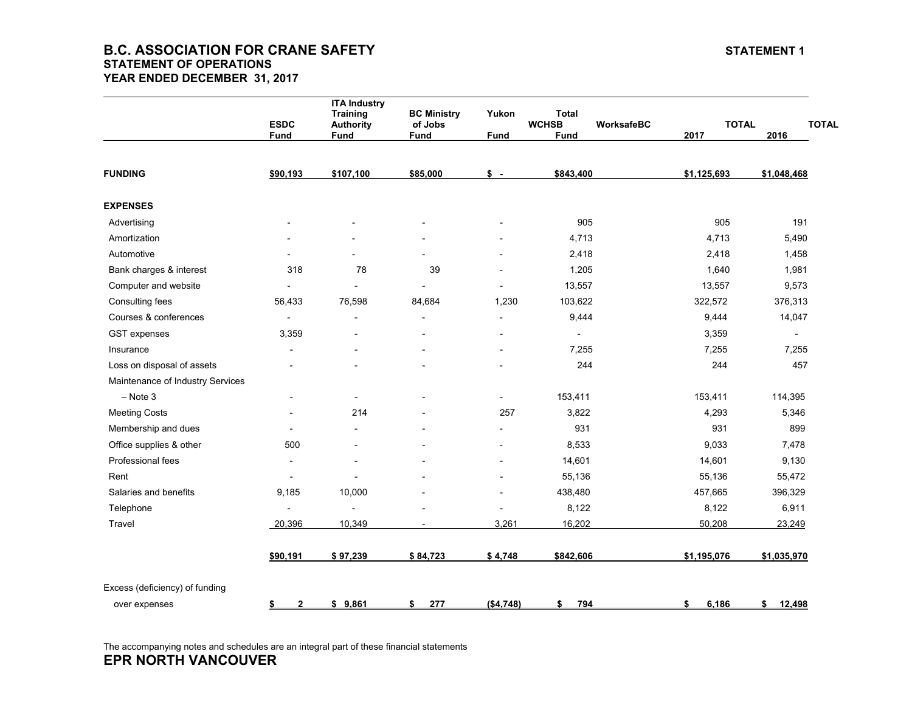## B.C. ASSOCIATION FOR CRANE SAFETY

**STATEMENT 1**

### STATEMENT OF OPERATIONS

### YEAR ENDED DECEMBER 31, 2017

| | ESDC Fund | ITA Industry Training Authority Fund | BC Ministry of Jobs Fund | Yukon Fund | Total WCHSB Fund | WorksafeBC | TOTAL 2017 | TOTAL 2016 |
|---|---|---|---|---|---|---|---|---|
| **FUNDING** | $90,193 | $107,100 | $85,000 | $ - | $843,400 | | $1,125,693 | $1,048,468 |
| **EXPENSES** | | | | | | | | |
| Advertising | - | - | - | - | 905 | | 905 | 191 |
| Amortization | - | - | - | - | 4,713 | | 4,713 | 5,490 |
| Automotive | - | - | - | - | 2,418 | | 2,418 | 1,458 |
| Bank charges & interest | 318 | 78 | 39 | - | 1,205 | | 1,640 | 1,981 |
| Computer and website | - | - | - | - | 13,557 | | 13,557 | 9,573 |
| Consulting fees | 56,433 | 76,598 | 84,684 | 1,230 | 103,622 | | 322,572 | 376,313 |
| Courses & conferences | - | - | - | - | 9,444 | | 9,444 | 14,047 |
| GST expenses | 3,359 | - | - | - | - | | 3,359 | - |
| Insurance | - | - | - | - | 7,255 | | 7,255 | 7,255 |
| Loss on disposal of assets | - | - | - | - | 244 | | 244 | 457 |
| Maintenance of Industry Services – Note 3 | - | - | - | - | 153,411 | | 153,411 | 114,395 |
| Meeting Costs | - | 214 | - | 257 | 3,822 | | 4,293 | 5,346 |
| Membership and dues | - | - | - | - | 931 | | 931 | 899 |
| Office supplies & other | 500 | - | - | - | 8,533 | | 9,033 | 7,478 |
| Professional fees | - | - | - | - | 14,601 | | 14,601 | 9,130 |
| Rent | - | - | - | - | 55,136 | | 55,136 | 55,472 |
| Salaries and benefits | 9,185 | 10,000 | - | - | 438,480 | | 457,665 | 396,329 |
| Telephone | - | - | - | - | 8,122 | | 8,122 | 6,911 |
| Travel | 20,396 | 10,349 | - | 3,261 | 16,202 | | 50,208 | 23,249 |
| | $90,191 | $ 97,239 | $ 84,723 | $ 4,748 | $842,606 | | $1,195,076 | $1,035,970 |
| Excess (deficiency) of funding over expenses | $ 2 | $ 9,861 | $ 277 | ($4,748) | $ 794 | | $ 6,186 | $ 12,498 |

The accompanying notes and schedules are an integral part of these financial statements

**EPR NORTH VANCOUVER**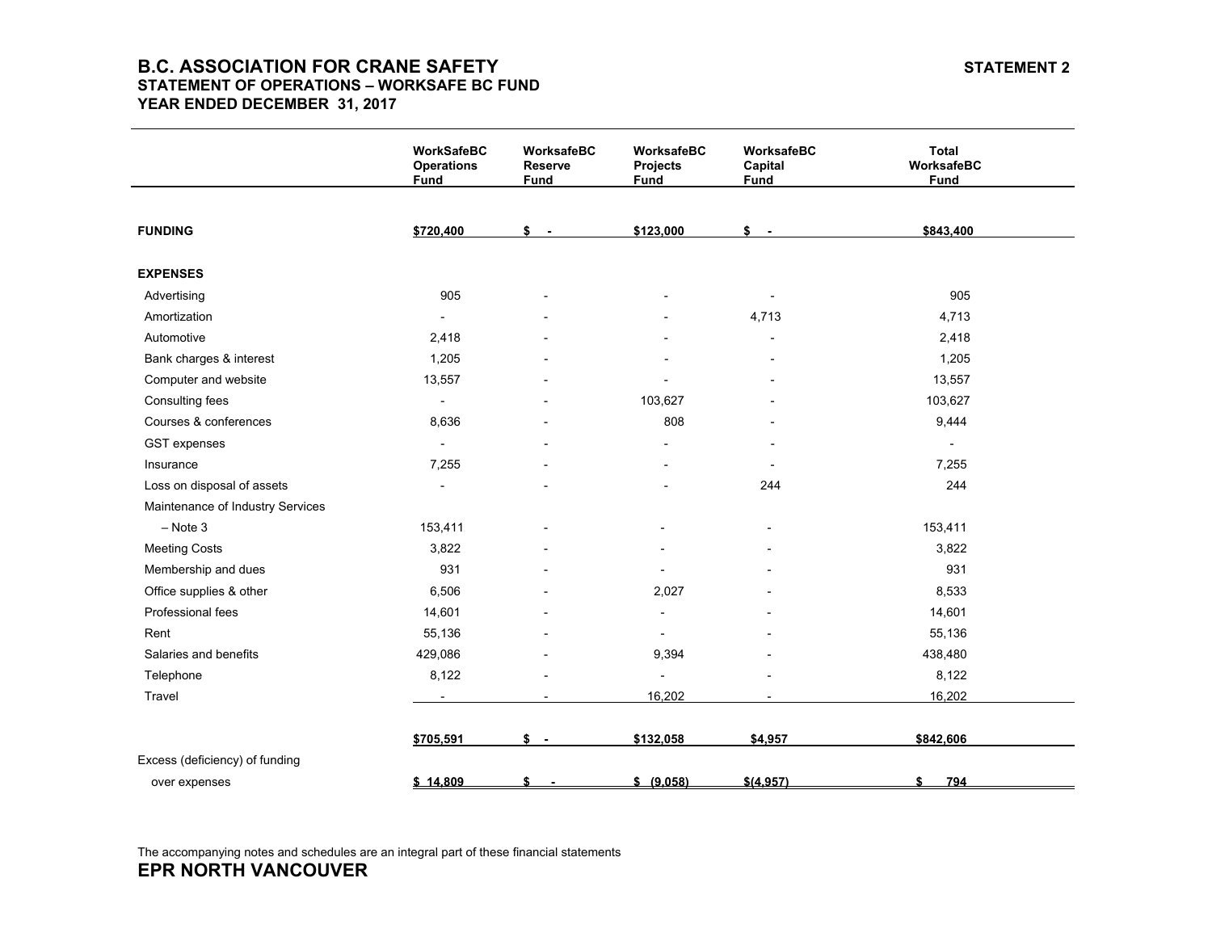# B.C. ASSOCIATION FOR CRANE SAFETY

**STATEMENT 2**

## STATEMENT OF OPERATIONS – WORKSAFE BC FUND

## YEAR ENDED DECEMBER 31, 2017

| | WorkSafeBC Operations Fund | WorksafeBC Reserve Fund | WorksafeBC Projects Fund | WorksafeBC Capital Fund | Total WorksafeBC Fund |
|---|---|---|---|---|---|
| **FUNDING** | $720,400 | $ - | $123,000 | $ - | $843,400 |
| **EXPENSES** | | | | | |
| Advertising | 905 | - | - | - | 905 |
| Amortization | - | - | - | 4,713 | 4,713 |
| Automotive | 2,418 | - | - | - | 2,418 |
| Bank charges & interest | 1,205 | - | - | - | 1,205 |
| Computer and website | 13,557 | - | - | - | 13,557 |
| Consulting fees | - | - | 103,627 | - | 103,627 |
| Courses & conferences | 8,636 | - | 808 | - | 9,444 |
| GST expenses | - | - | - | - | - |
| Insurance | 7,255 | - | - | - | 7,255 |
| Loss on disposal of assets | - | - | - | 244 | 244 |
| Maintenance of Industry Services – Note 3 | 153,411 | - | - | - | 153,411 |
| Meeting Costs | 3,822 | - | - | - | 3,822 |
| Membership and dues | 931 | - | - | - | 931 |
| Office supplies & other | 6,506 | - | 2,027 | - | 8,533 |
| Professional fees | 14,601 | - | - | - | 14,601 |
| Rent | 55,136 | - | - | - | 55,136 |
| Salaries and benefits | 429,086 | - | 9,394 | - | 438,480 |
| Telephone | 8,122 | - | - | - | 8,122 |
| Travel | - | - | 16,202 | - | 16,202 |
| | $705,591 | $ - | $132,058 | $4,957 | $842,606 |
| Excess (deficiency) of funding over expenses | $ 14,809 | $ - | $ (9,058) | $(4,957) | $ 794 |

The accompanying notes and schedules are an integral part of these financial statements

**EPR NORTH VANCOUVER**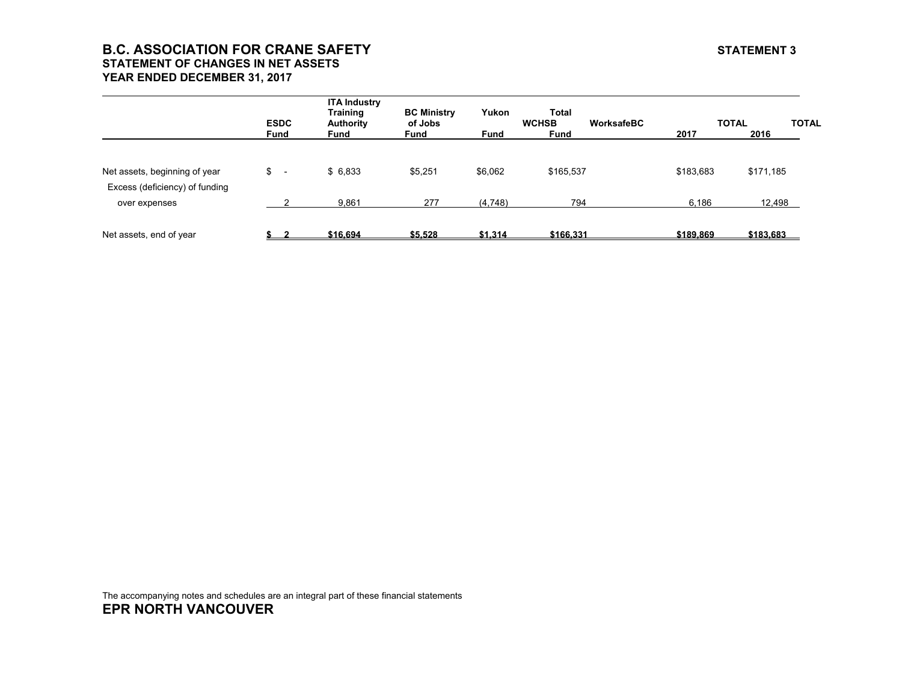# B.C. ASSOCIATION FOR CRANE SAFETY

**STATEMENT 3**

## STATEMENT OF CHANGES IN NET ASSETS

### YEAR ENDED DECEMBER 31, 2017

| | ESDC Fund | ITA Industry Training Authority Fund | BC Ministry of Jobs Fund | Yukon Fund | Total WCHSB Fund | WorksafeBC | TOTAL 2017 | TOTAL 2016 |
|---|---|---|---|---|---|---|---|---|
| Net assets, beginning of year | $ - | $ 6,833 | $5,251 | $6,062 | $165,537 | | $183,683 | $171,185 |
| Excess (deficiency) of funding over expenses | 2 | 9,861 | 277 | (4,748) | 794 | | 6,186 | 12,498 |
| Net assets, end of year | **$ 2** | **$16,694** | **$5,528** | **$1,314** | **$166,331** | | **$189,869** | **$183,683** |

The accompanying notes and schedules are an integral part of these financial statements

**EPR NORTH VANCOUVER**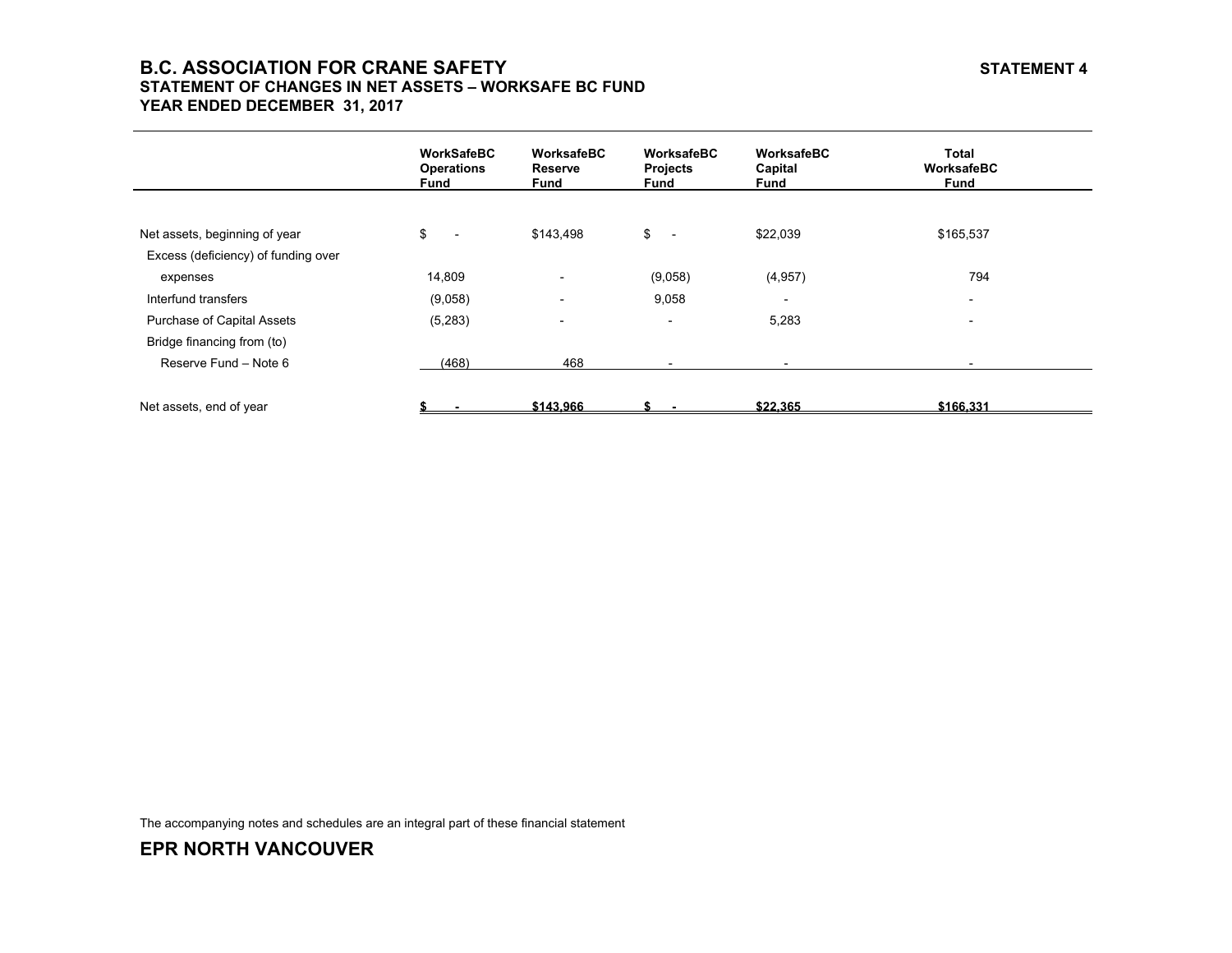# B.C. ASSOCIATION FOR CRANE SAFETY

**STATEMENT 4**

## STATEMENT OF CHANGES IN NET ASSETS – WORKSAFE BC FUND
## YEAR ENDED DECEMBER 31, 2017

| | WorkSafeBC Operations Fund | WorksafeBC Reserve Fund | WorksafeBC Projects Fund | WorksafeBC Capital Fund | Total WorksafeBC Fund |
|---|---|---|---|---|---|
| Net assets, beginning of year | $ - | $143,498 | $ - | $22,039 | $165,537 |
| Excess (deficiency) of funding over expenses | 14,809 | - | (9,058) | (4,957) | 794 |
| Interfund transfers | (9,058) | - | 9,058 | - | - |
| Purchase of Capital Assets | (5,283) | - | - | 5,283 | - |
| Bridge financing from (to) Reserve Fund – Note 6 | (468) | 468 | - | - | - |
| Net assets, end of year | **$ -** | **$143,966** | **$ -** | **$22,365** | **$166,331** |

The accompanying notes and schedules are an integral part of these financial statement

**EPR NORTH VANCOUVER**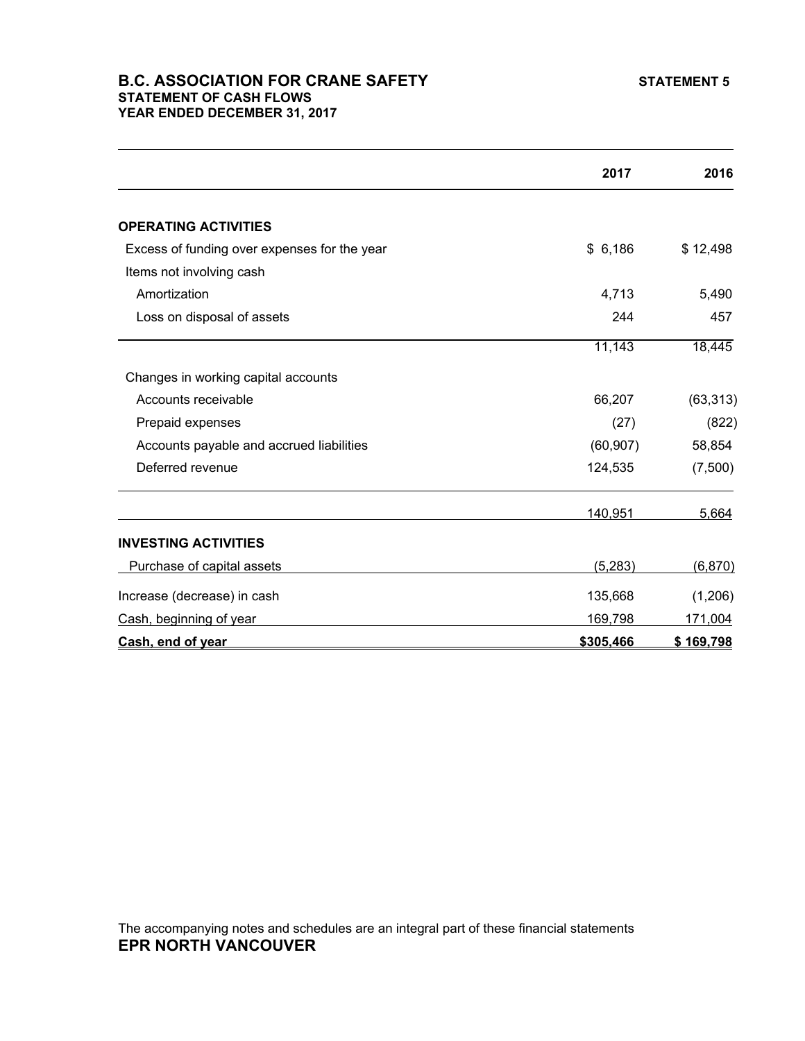# B.C. ASSOCIATION FOR CRANE SAFETY

**STATEMENT 5**

**STATEMENT OF CASH FLOWS**
**YEAR ENDED DECEMBER 31, 2017**

| | 2017 | 2016 |
|---|---|---|
| **OPERATING ACTIVITIES** | | |
| Excess of funding over expenses for the year | $ 6,186 | $ 12,498 |
| Items not involving cash | | |
| Amortization | 4,713 | 5,490 |
| Loss on disposal of assets | 244 | 457 |
| | 11,143 | 18,445 |
| Changes in working capital accounts | | |
| Accounts receivable | 66,207 | (63,313) |
| Prepaid expenses | (27) | (822) |
| Accounts payable and accrued liabilities | (60,907) | 58,854 |
| Deferred revenue | 124,535 | (7,500) |
| | 140,951 | 5,664 |
| **INVESTING ACTIVITIES** | | |
| Purchase of capital assets | (5,283) | (6,870) |
| Increase (decrease) in cash | 135,668 | (1,206) |
| Cash, beginning of year | 169,798 | 171,004 |
| **Cash, end of year** | **$305,466** | **$ 169,798** |

The accompanying notes and schedules are an integral part of these financial statements

**EPR NORTH VANCOUVER**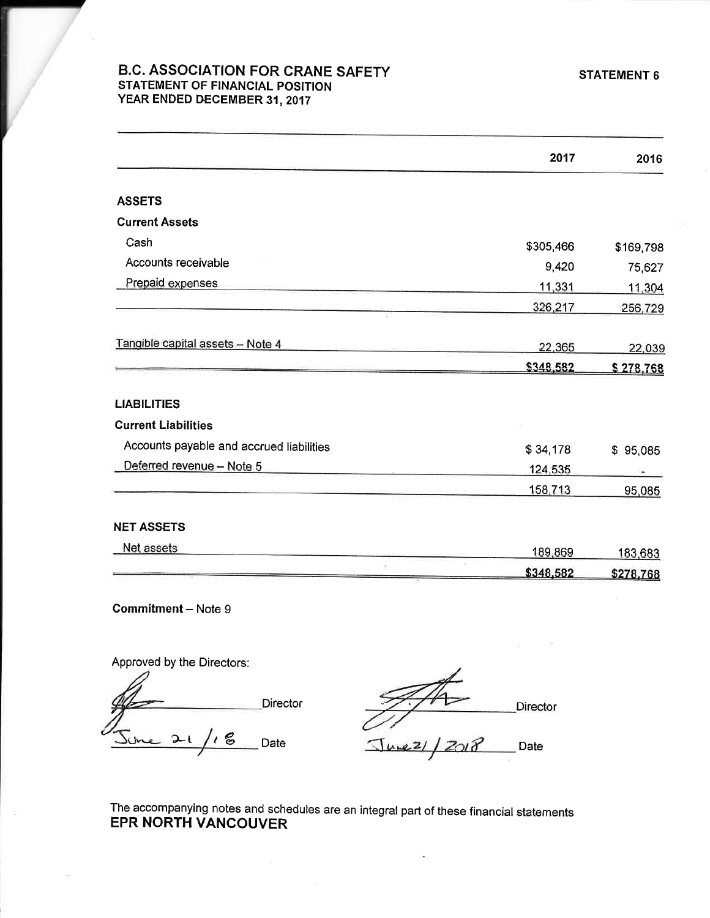# B.C. ASSOCIATION FOR CRANE SAFETY

**STATEMENT 6**

## STATEMENT OF FINANCIAL POSITION
## YEAR ENDED DECEMBER 31, 2017

| | 2017 | 2016 |
|---|---|---|
| **ASSETS** | | |
| **Current Assets** | | |
| Cash | $305,466 | $169,798 |
| Accounts receivable | 9,420 | 75,627 |
| Prepaid expenses | 11,331 | 11,304 |
| | 326,217 | 256,729 |
| Tangible capital assets – Note 4 | 22,365 | 22,039 |
| | $348,582 | $ 278,768 |
| **LIABILITIES** | | |
| **Current Liabilities** | | |
| Accounts payable and accrued liabilities | $ 34,178 | $ 95,085 |
| Deferred revenue – Note 5 | 124,535 | - |
| | 158,713 | 95,085 |
| **NET ASSETS** | | |
| Net assets | 189,869 | 183,683 |
| | $348,582 | $278,768 |

**Commitment** – Note 9

Approved by the Directors:

Director June 21 / 18 Date

Director June 21 / 2018 Date

The accompanying notes and schedules are an integral part of these financial statements

**EPR NORTH VANCOUVER**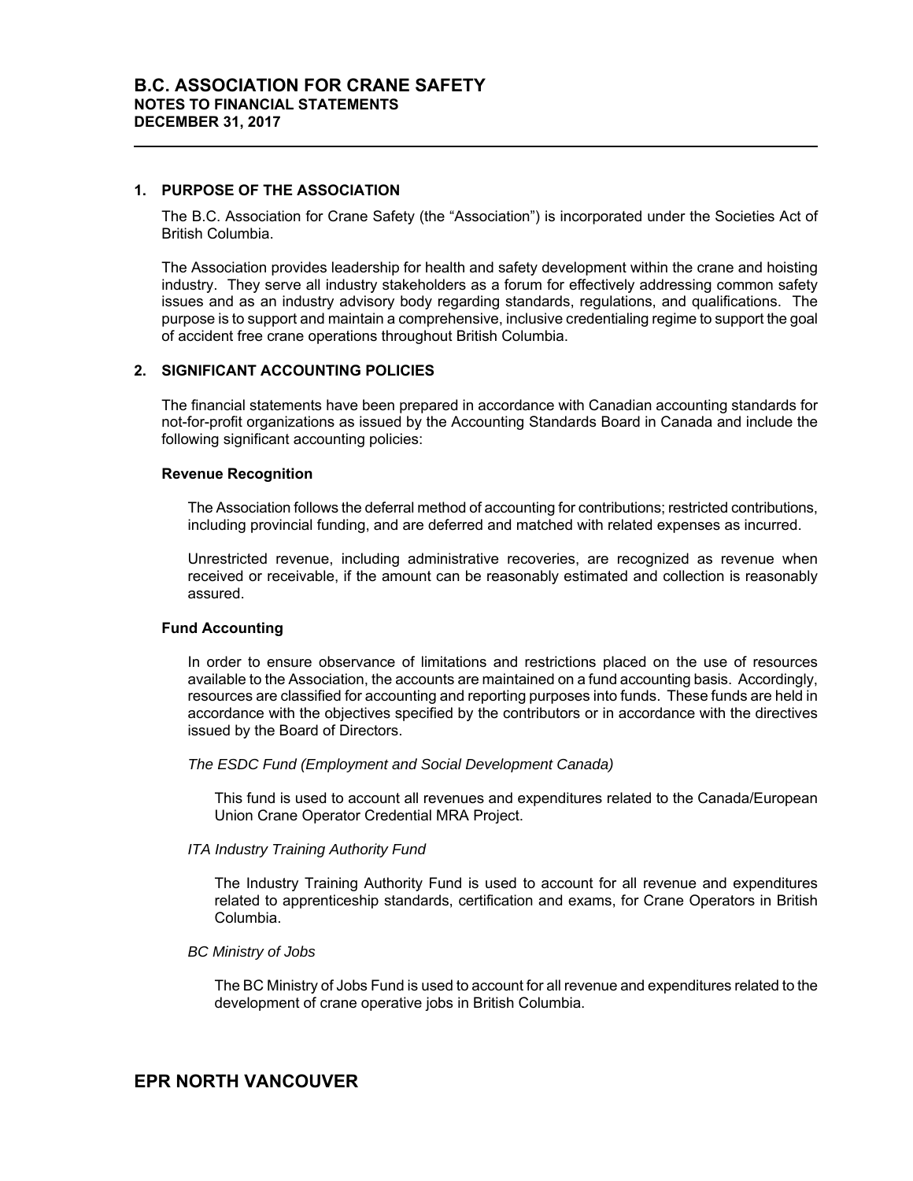# B.C. ASSOCIATION FOR CRANE SAFETY
## NOTES TO FINANCIAL STATEMENTS
## DECEMBER 31, 2017

### 1. PURPOSE OF THE ASSOCIATION

The B.C. Association for Crane Safety (the "Association") is incorporated under the Societies Act of British Columbia.

The Association provides leadership for health and safety development within the crane and hoisting industry. They serve all industry stakeholders as a forum for effectively addressing common safety issues and as an industry advisory body regarding standards, regulations, and qualifications. The purpose is to support and maintain a comprehensive, inclusive credentialing regime to support the goal of accident free crane operations throughout British Columbia.

### 2. SIGNIFICANT ACCOUNTING POLICIES

The financial statements have been prepared in accordance with Canadian accounting standards for not-for-profit organizations as issued by the Accounting Standards Board in Canada and include the following significant accounting policies:

**Revenue Recognition**

The Association follows the deferral method of accounting for contributions; restricted contributions, including provincial funding, and are deferred and matched with related expenses as incurred.

Unrestricted revenue, including administrative recoveries, are recognized as revenue when received or receivable, if the amount can be reasonably estimated and collection is reasonably assured.

**Fund Accounting**

In order to ensure observance of limitations and restrictions placed on the use of resources available to the Association, the accounts are maintained on a fund accounting basis. Accordingly, resources are classified for accounting and reporting purposes into funds. These funds are held in accordance with the objectives specified by the contributors or in accordance with the directives issued by the Board of Directors.

*The ESDC Fund (Employment and Social Development Canada)*

This fund is used to account all revenues and expenditures related to the Canada/European Union Crane Operator Credential MRA Project.

*ITA Industry Training Authority Fund*

The Industry Training Authority Fund is used to account for all revenue and expenditures related to apprenticeship standards, certification and exams, for Crane Operators in British Columbia.

*BC Ministry of Jobs*

The BC Ministry of Jobs Fund is used to account for all revenue and expenditures related to the development of crane operative jobs in British Columbia.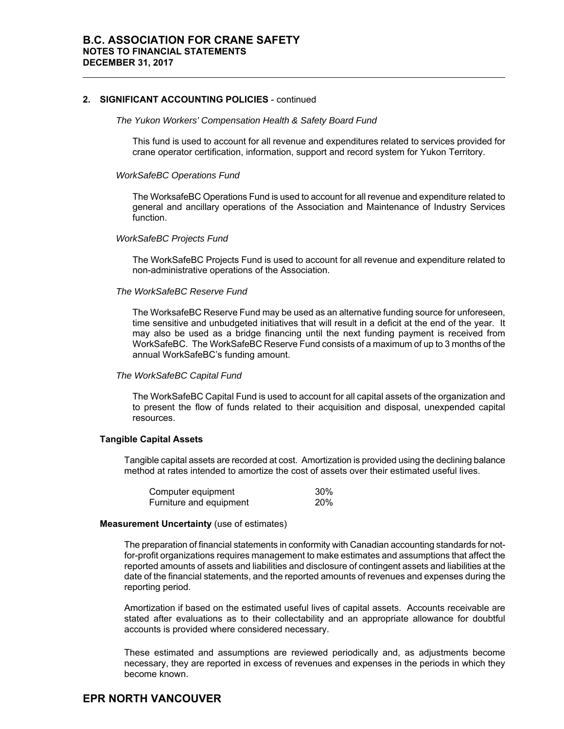## 2. SIGNIFICANT ACCOUNTING POLICIES - continued

*The Yukon Workers' Compensation Health & Safety Board Fund*

This fund is used to account for all revenue and expenditures related to services provided for crane operator certification, information, support and record system for Yukon Territory.

*WorkSafeBC Operations Fund*

The WorksafeBC Operations Fund is used to account for all revenue and expenditure related to general and ancillary operations of the Association and Maintenance of Industry Services function.

*WorkSafeBC Projects Fund*

The WorkSafeBC Projects Fund is used to account for all revenue and expenditure related to non-administrative operations of the Association.

*The WorkSafeBC Reserve Fund*

The WorksafeBC Reserve Fund may be used as an alternative funding source for unforeseen, time sensitive and unbudgeted initiatives that will result in a deficit at the end of the year. It may also be used as a bridge financing until the next funding payment is received from WorkSafeBC. The WorkSafeBC Reserve Fund consists of a maximum of up to 3 months of the annual WorkSafeBC's funding amount.

*The WorkSafeBC Capital Fund*

The WorkSafeBC Capital Fund is used to account for all capital assets of the organization and to present the flow of funds related to their acquisition and disposal, unexpended capital resources.

**Tangible Capital Assets**

Tangible capital assets are recorded at cost. Amortization is provided using the declining balance method at rates intended to amortize the cost of assets over their estimated useful lives.

| | |
|---|---|
| Computer equipment | 30% |
| Furniture and equipment | 20% |

**Measurement Uncertainty** (use of estimates)

The preparation of financial statements in conformity with Canadian accounting standards for not-for-profit organizations requires management to make estimates and assumptions that affect the reported amounts of assets and liabilities and disclosure of contingent assets and liabilities at the date of the financial statements, and the reported amounts of revenues and expenses during the reporting period.

Amortization if based on the estimated useful lives of capital assets. Accounts receivable are stated after evaluations as to their collectability and an appropriate allowance for doubtful accounts is provided where considered necessary.

These estimated and assumptions are reviewed periodically and, as adjustments become necessary, they are reported in excess of revenues and expenses in the periods in which they become known.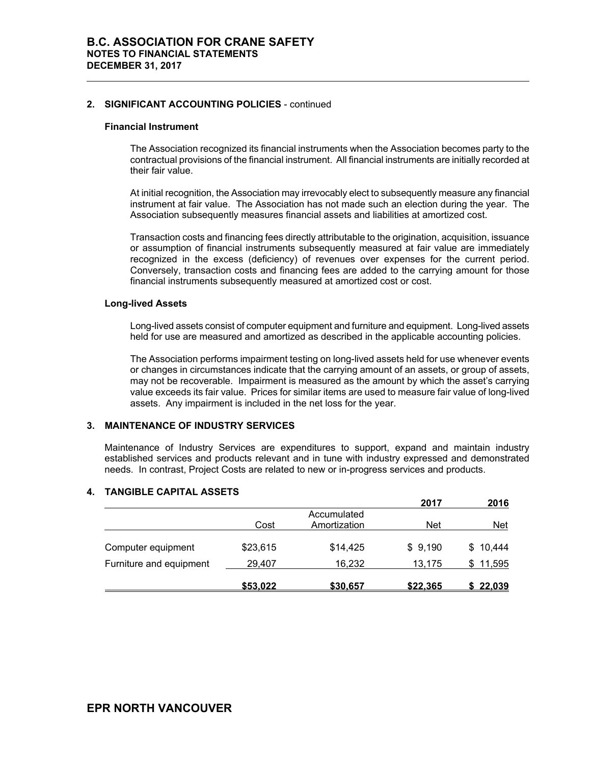### 2. SIGNIFICANT ACCOUNTING POLICIES - continued

**Financial Instrument**

The Association recognized its financial instruments when the Association becomes party to the contractual provisions of the financial instrument. All financial instruments are initially recorded at their fair value.

At initial recognition, the Association may irrevocably elect to subsequently measure any financial instrument at fair value. The Association has not made such an election during the year. The Association subsequently measures financial assets and liabilities at amortized cost.

Transaction costs and financing fees directly attributable to the origination, acquisition, issuance or assumption of financial instruments subsequently measured at fair value are immediately recognized in the excess (deficiency) of revenues over expenses for the current period. Conversely, transaction costs and financing fees are added to the carrying amount for those financial instruments subsequently measured at amortized cost or cost.

**Long-lived Assets**

Long-lived assets consist of computer equipment and furniture and equipment. Long-lived assets held for use are measured and amortized as described in the applicable accounting policies.

The Association performs impairment testing on long-lived assets held for use whenever events or changes in circumstances indicate that the carrying amount of an assets, or group of assets, may not be recoverable. Impairment is measured as the amount by which the asset's carrying value exceeds its fair value. Prices for similar items are used to measure fair value of long-lived assets. Any impairment is included in the net loss for the year.

### 3. MAINTENANCE OF INDUSTRY SERVICES

Maintenance of Industry Services are expenditures to support, expand and maintain industry established services and products relevant and in tune with industry expressed and demonstrated needs. In contrast, Project Costs are related to new or in-progress services and products.

### 4. TANGIBLE CAPITAL ASSETS

| | | | 2017 | 2016 |
|---|---|---|---|---|
| | Cost | Accumulated Amortization | Net | Net |
| Computer equipment | $23,615 | $14,425 | $ 9,190 | $ 10,444 |
| Furniture and equipment | 29,407 | 16,232 | 13,175 | $ 11,595 |
| | **$53,022** | **$30,657** | **$22,365** | **$ 22,039** |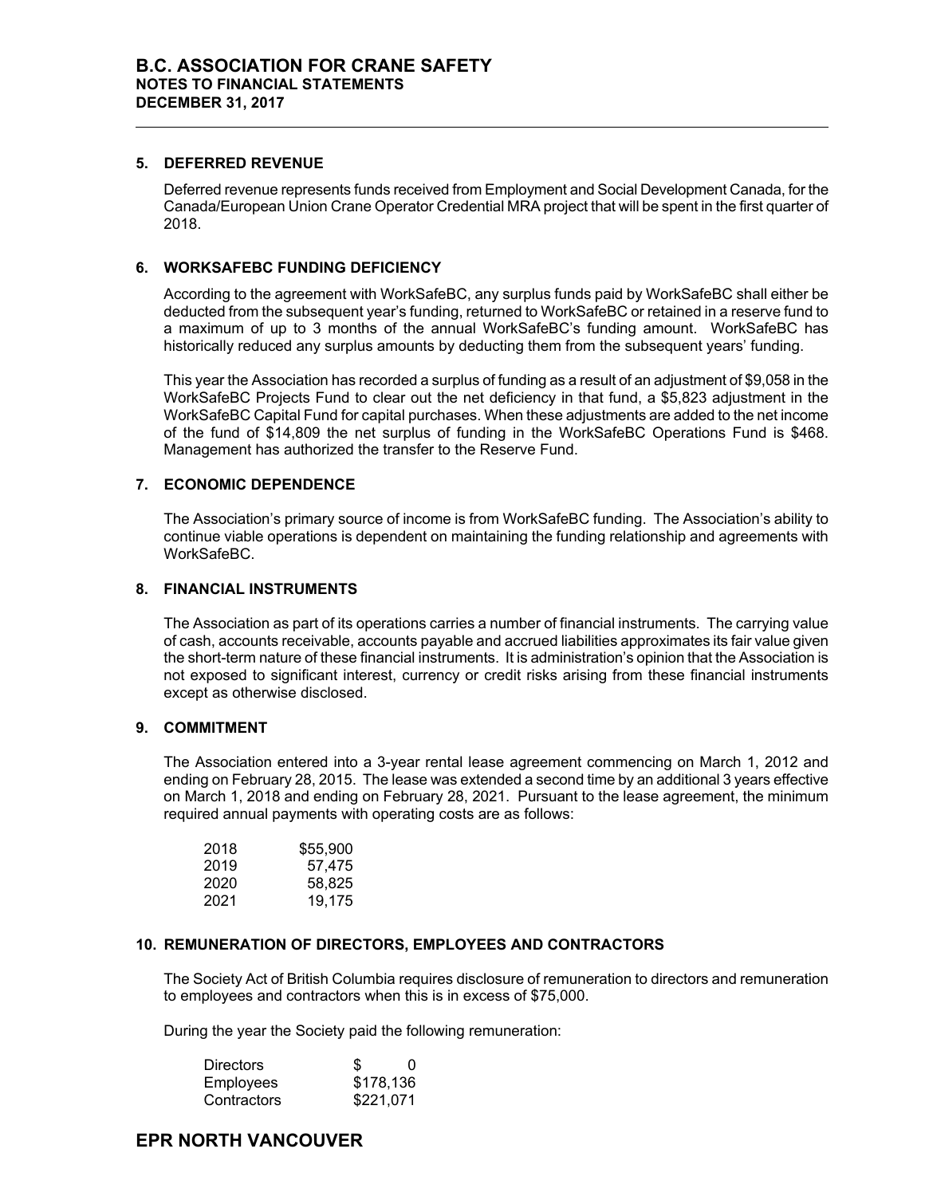### 5. DEFERRED REVENUE

Deferred revenue represents funds received from Employment and Social Development Canada, for the Canada/European Union Crane Operator Credential MRA project that will be spent in the first quarter of 2018.

### 6. WORKSAFEBC FUNDING DEFICIENCY

According to the agreement with WorkSafeBC, any surplus funds paid by WorkSafeBC shall either be deducted from the subsequent year's funding, returned to WorkSafeBC or retained in a reserve fund to a maximum of up to 3 months of the annual WorkSafeBC's funding amount. WorkSafeBC has historically reduced any surplus amounts by deducting them from the subsequent years' funding.

This year the Association has recorded a surplus of funding as a result of an adjustment of $9,058 in the WorkSafeBC Projects Fund to clear out the net deficiency in that fund, a $5,823 adjustment in the WorkSafeBC Capital Fund for capital purchases. When these adjustments are added to the net income of the fund of $14,809 the net surplus of funding in the WorkSafeBC Operations Fund is $468. Management has authorized the transfer to the Reserve Fund.

### 7. ECONOMIC DEPENDENCE

The Association's primary source of income is from WorkSafeBC funding. The Association's ability to continue viable operations is dependent on maintaining the funding relationship and agreements with WorkSafeBC.

### 8. FINANCIAL INSTRUMENTS

The Association as part of its operations carries a number of financial instruments. The carrying value of cash, accounts receivable, accounts payable and accrued liabilities approximates its fair value given the short-term nature of these financial instruments. It is administration's opinion that the Association is not exposed to significant interest, currency or credit risks arising from these financial instruments except as otherwise disclosed.

### 9. COMMITMENT

The Association entered into a 3-year rental lease agreement commencing on March 1, 2012 and ending on February 28, 2015. The lease was extended a second time by an additional 3 years effective on March 1, 2018 and ending on February 28, 2021. Pursuant to the lease agreement, the minimum required annual payments with operating costs are as follows:

| | |
|---|---|
| 2018 | $55,900 |
| 2019 | 57,475 |
| 2020 | 58,825 |
| 2021 | 19,175 |

### 10. REMUNERATION OF DIRECTORS, EMPLOYEES AND CONTRACTORS

The Society Act of British Columbia requires disclosure of remuneration to directors and remuneration to employees and contractors when this is in excess of $75,000.

During the year the Society paid the following remuneration:

| | |
|---|---|
| Directors | $ 0 |
| Employees | $178,136 |
| Contractors | $221,071 |

## EPR NORTH VANCOUVER